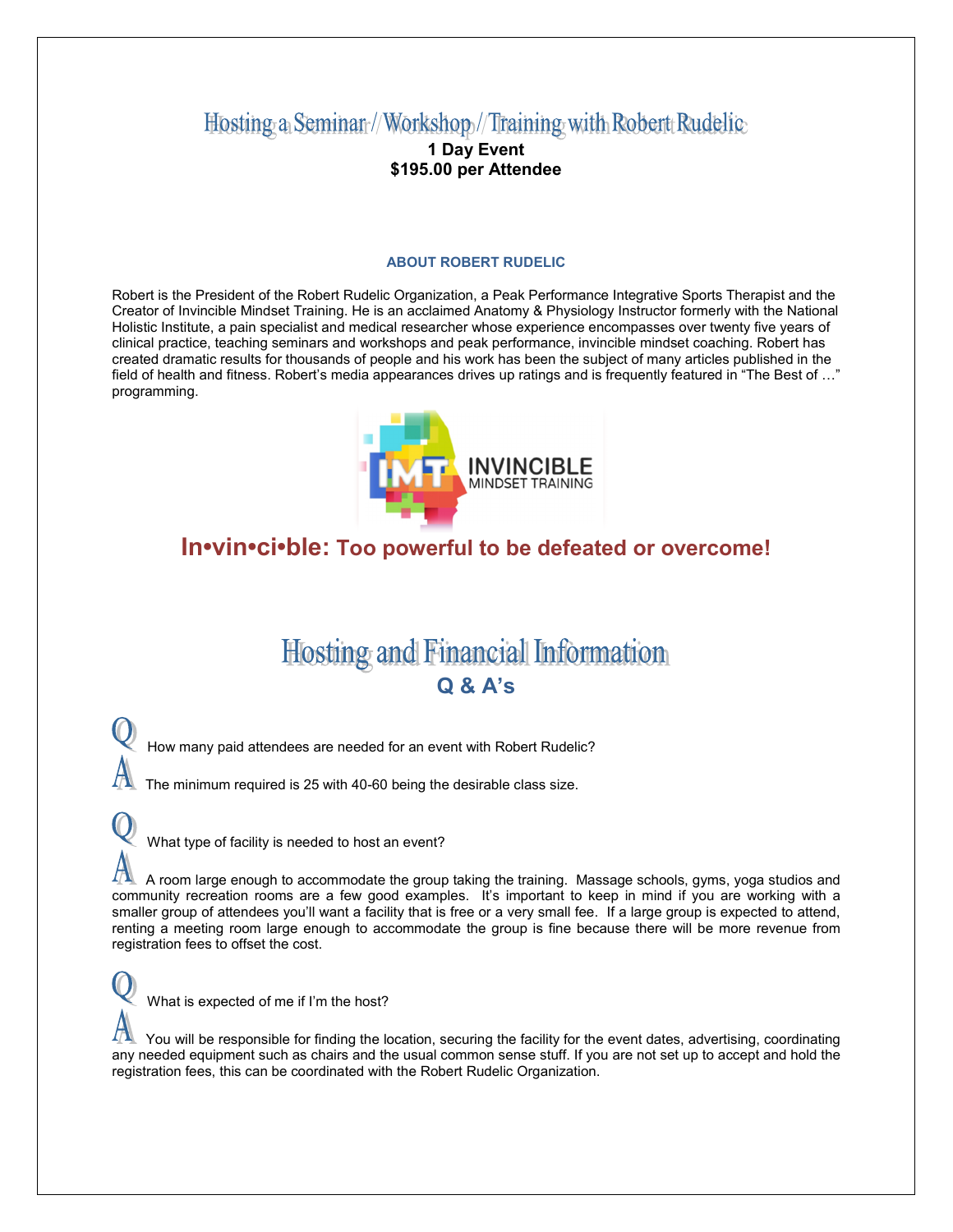# Hosting a Seminar / Workshop / Training with Robert Rudelic

**1 Day Event**
**$195.00 per Attendee**

### ABOUT ROBERT RUDELIC

Robert is the President of the Robert Rudelic Organization, a Peak Performance Integrative Sports Therapist and the Creator of Invincible Mindset Training. He is an acclaimed Anatomy & Physiology Instructor formerly with the National Holistic Institute, a pain specialist and medical researcher whose experience encompasses over twenty five years of clinical practice, teaching seminars and workshops and peak performance, invincible mindset coaching. Robert has created dramatic results for thousands of people and his work has been the subject of many articles published in the field of health and fitness. Robert's media appearances drives up ratings and is frequently featured in "The Best of …" programming.

IMT INVINCIBLE MINDSET TRAINING

**In•vin•ci•ble: Too powerful to be defeated or overcome!**

# Hosting and Financial Information

## Q & A's

**Q** How many paid attendees are needed for an event with Robert Rudelic?

**A** The minimum required is 25 with 40-60 being the desirable class size.

**Q** What type of facility is needed to host an event?

**A** A room large enough to accommodate the group taking the training. Massage schools, gyms, yoga studios and community recreation rooms are a few good examples. It's important to keep in mind if you are working with a smaller group of attendees you'll want a facility that is free or a very small fee. If a large group is expected to attend, renting a meeting room large enough to accommodate the group is fine because there will be more revenue from registration fees to offset the cost.

**Q** What is expected of me if I'm the host?

**A** You will be responsible for finding the location, securing the facility for the event dates, advertising, coordinating any needed equipment such as chairs and the usual common sense stuff. If you are not set up to accept and hold the registration fees, this can be coordinated with the Robert Rudelic Organization.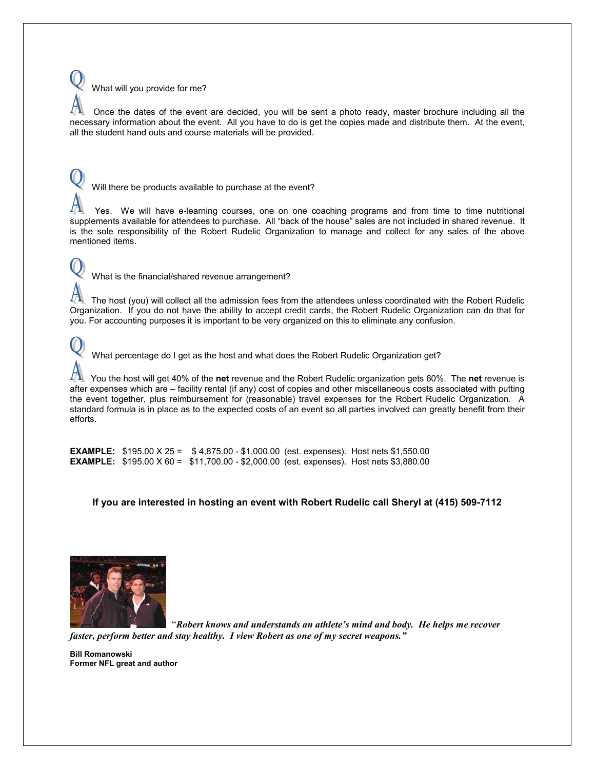**Q** What will you provide for me?

**A** Once the dates of the event are decided, you will be sent a photo ready, master brochure including all the necessary information about the event. All you have to do is get the copies made and distribute them. At the event, all the student hand outs and course materials will be provided.

**Q** Will there be products available to purchase at the event?

**A** Yes. We will have e-learning courses, one on one coaching programs and from time to time nutritional supplements available for attendees to purchase. All "back of the house" sales are not included in shared revenue. It is the sole responsibility of the Robert Rudelic Organization to manage and collect for any sales of the above mentioned items.

**Q** What is the financial/shared revenue arrangement?

**A** The host (you) will collect all the admission fees from the attendees unless coordinated with the Robert Rudelic Organization. If you do not have the ability to accept credit cards, the Robert Rudelic Organization can do that for you. For accounting purposes it is important to be very organized on this to eliminate any confusion.

**Q** What percentage do I get as the host and what does the Robert Rudelic Organization get?

**A** You the host will get 40% of the **net** revenue and the Robert Rudelic organization gets 60%. The **net** revenue is after expenses which are – facility rental (if any) cost of copies and other miscellaneous costs associated with putting the event together, plus reimbursement for (reasonable) travel expenses for the Robert Rudelic Organization. A standard formula is in place as to the expected costs of an event so all parties involved can greatly benefit from their efforts.

**EXAMPLE:** $195.00 X 25 = $ 4,875.00 - $1,000.00 (est. expenses). Host nets $1,550.00
**EXAMPLE:** $195.00 X 60 = $11,700.00 - $2,000.00 (est. expenses). Host nets $3,880.00

**If you are interested in hosting an event with Robert Rudelic call Sheryl at (415) 509-7112**

"***Robert knows and understands an athlete's mind and body. He helps me recover faster, perform better and stay healthy. I view Robert as one of my secret weapons."***

**Bill Romanowski**
**Former NFL great and author**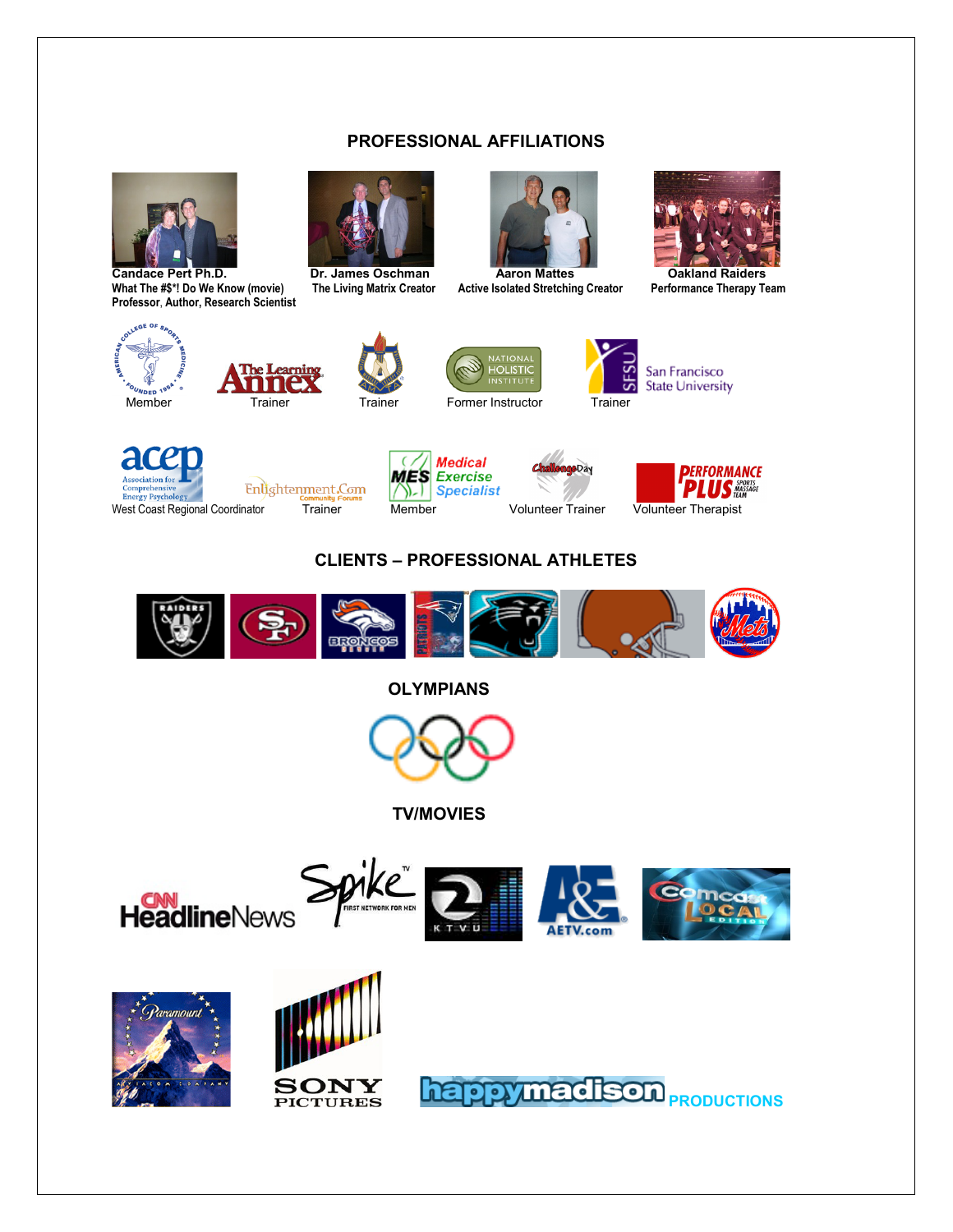## PROFESSIONAL AFFILIATIONS

**Candace Pert Ph.D.**
**What The #$*! Do We Know (movie)**
**Professor, Author, Research Scientist**

**Dr. James Oschman**
**The Living Matrix Creator**

**Aaron Mattes**
**Active Isolated Stretching Creator**

**Oakland Raiders**
**Performance Therapy Team**

Member

Trainer

Trainer

Former Instructor

Trainer

West Coast Regional Coordinator

Trainer

Member

Volunteer Trainer

Volunteer Therapist

## CLIENTS – PROFESSIONAL ATHLETES

## OLYMPIANS

## TV/MOVIES

PRODUCTIONS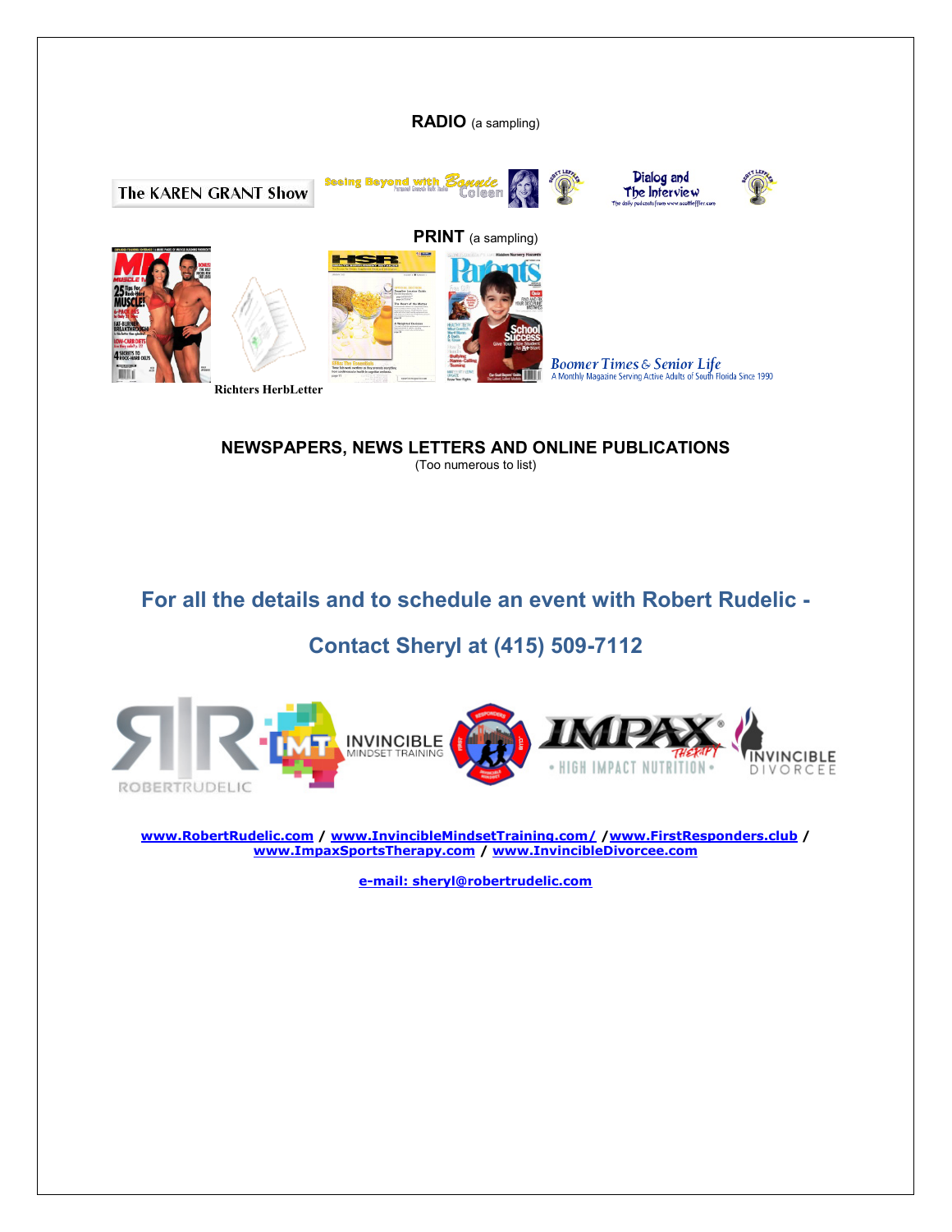**RADIO** (a sampling)

The KAREN GRANT Show

Seeing Beyond with Bonnie Coleen

Dialog and The Interview

**PRINT** (a sampling)

Richters HerbLetter

Boomer Times & Senior Life
A Monthly Magazine Serving Active Adults of South Florida Since 1990

**NEWSPAPERS, NEWS LETTERS AND ONLINE PUBLICATIONS**
(Too numerous to list)

## For all the details and to schedule an event with Robert Rudelic -

## Contact Sheryl at (415) 509-7112

ROBERTRUDELIC

INVINCIBLE MINDSET TRAINING

IMPAX THERAPY • HIGH IMPACT NUTRITION •

INVINCIBLE DIVORCEE

www.RobertRudelic.com / www.InvincibleMindsetTraining.com/ /www.FirstResponders.club / www.ImpaxSportsTherapy.com / www.InvincibleDivorcee.com

e-mail: sheryl@robertrudelic.com